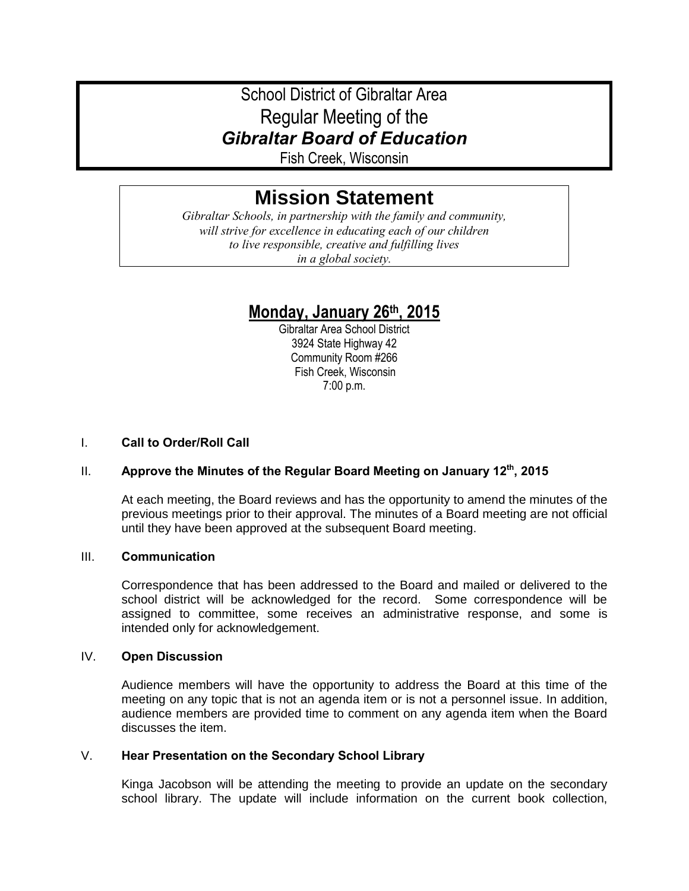# School District of Gibraltar Area
# Regular Meeting of the
# ***Gibraltar Board of Education***
Fish Creek, Wisconsin

## Mission Statement

*Gibraltar Schools, in partnership with the family and community, will strive for excellence in educating each of our children to live responsible, creative and fulfilling lives in a global society.*

## <u>Monday, January 26th, 2015</u>

Gibraltar Area School District
3924 State Highway 42
Community Room #266
Fish Creek, Wisconsin
7:00 p.m.

I. **Call to Order/Roll Call**

II. **Approve the Minutes of the Regular Board Meeting on January 12th, 2015**

At each meeting, the Board reviews and has the opportunity to amend the minutes of the previous meetings prior to their approval. The minutes of a Board meeting are not official until they have been approved at the subsequent Board meeting.

III. **Communication**

Correspondence that has been addressed to the Board and mailed or delivered to the school district will be acknowledged for the record. Some correspondence will be assigned to committee, some receives an administrative response, and some is intended only for acknowledgement.

IV. **Open Discussion**

Audience members will have the opportunity to address the Board at this time of the meeting on any topic that is not an agenda item or is not a personnel issue. In addition, audience members are provided time to comment on any agenda item when the Board discusses the item.

V. **Hear Presentation on the Secondary School Library**

Kinga Jacobson will be attending the meeting to provide an update on the secondary school library. The update will include information on the current book collection,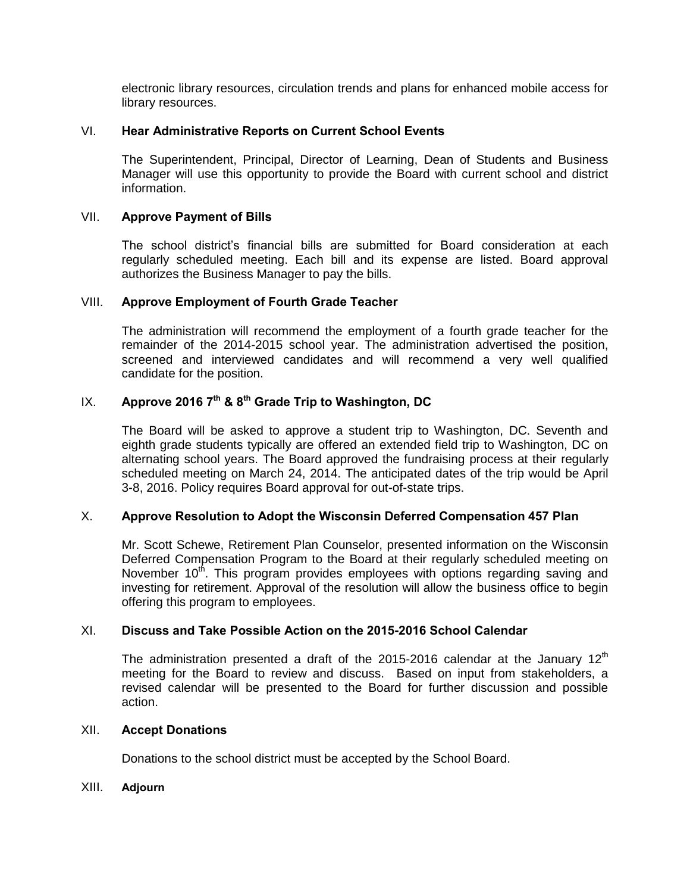electronic library resources, circulation trends and plans for enhanced mobile access for library resources.

## VI. Hear Administrative Reports on Current School Events

The Superintendent, Principal, Director of Learning, Dean of Students and Business Manager will use this opportunity to provide the Board with current school and district information.

## VII. Approve Payment of Bills

The school district's financial bills are submitted for Board consideration at each regularly scheduled meeting. Each bill and its expense are listed. Board approval authorizes the Business Manager to pay the bills.

## VIII. Approve Employment of Fourth Grade Teacher

The administration will recommend the employment of a fourth grade teacher for the remainder of the 2014-2015 school year. The administration advertised the position, screened and interviewed candidates and will recommend a very well qualified candidate for the position.

## IX. Approve 2016 7th & 8th Grade Trip to Washington, DC

The Board will be asked to approve a student trip to Washington, DC. Seventh and eighth grade students typically are offered an extended field trip to Washington, DC on alternating school years. The Board approved the fundraising process at their regularly scheduled meeting on March 24, 2014. The anticipated dates of the trip would be April 3-8, 2016. Policy requires Board approval for out-of-state trips.

## X. Approve Resolution to Adopt the Wisconsin Deferred Compensation 457 Plan

Mr. Scott Schewe, Retirement Plan Counselor, presented information on the Wisconsin Deferred Compensation Program to the Board at their regularly scheduled meeting on November 10th. This program provides employees with options regarding saving and investing for retirement. Approval of the resolution will allow the business office to begin offering this program to employees.

## XI. Discuss and Take Possible Action on the 2015-2016 School Calendar

The administration presented a draft of the 2015-2016 calendar at the January 12th meeting for the Board to review and discuss. Based on input from stakeholders, a revised calendar will be presented to the Board for further discussion and possible action.

## XII. Accept Donations

Donations to the school district must be accepted by the School Board.

## XIII. Adjourn